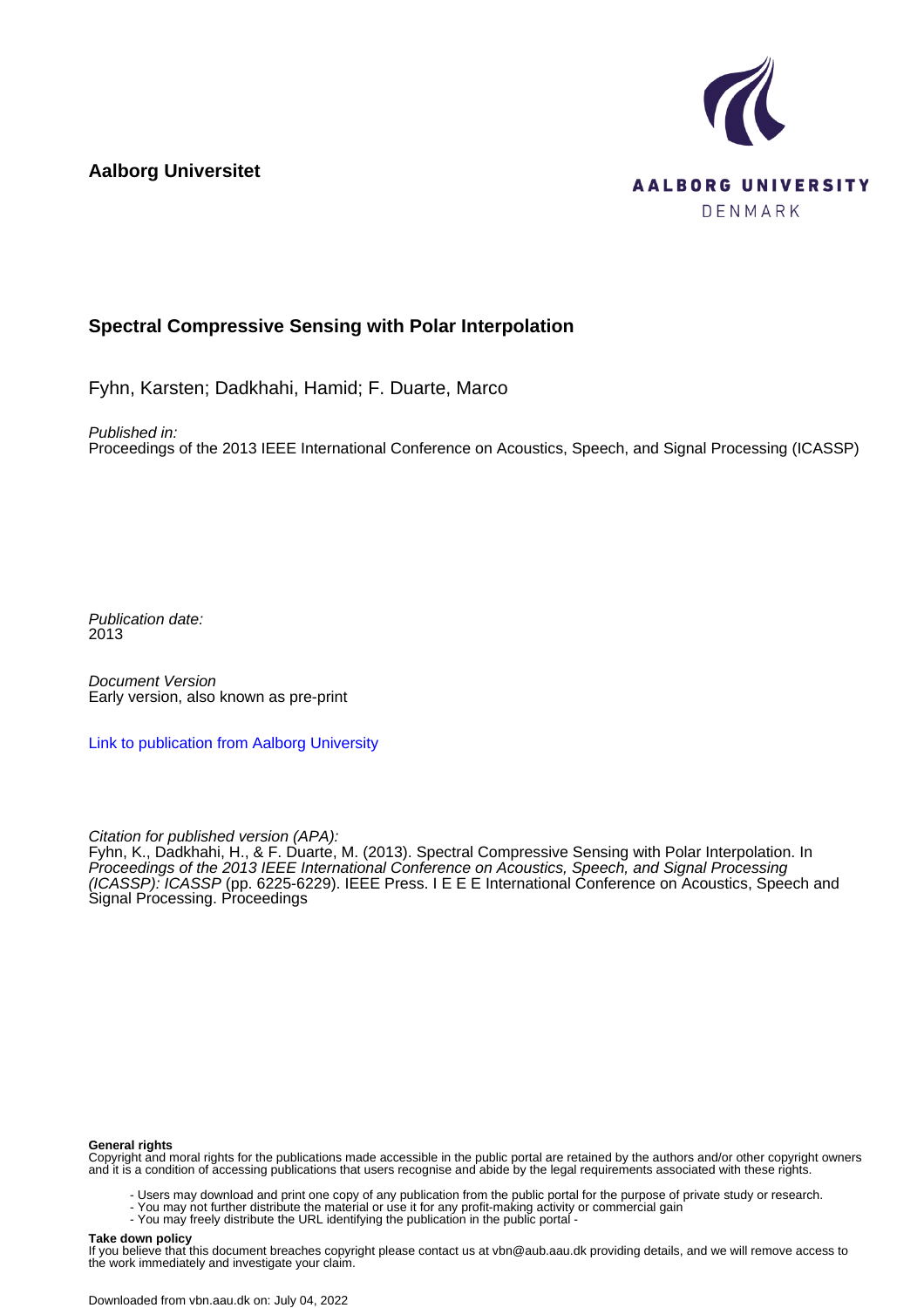**Aalborg Universitet**

AALBORG UNIVERSITY
DENMARK

## Spectral Compressive Sensing with Polar Interpolation

Fyhn, Karsten; Dadkhahi, Hamid; F. Duarte, Marco

*Published in:*
Proceedings of the 2013 IEEE International Conference on Acoustics, Speech, and Signal Processing (ICASSP)

*Publication date:*
2013

*Document Version*
Early version, also known as pre-print

Link to publication from Aalborg University

*Citation for published version (APA):*
Fyhn, K., Dadkhahi, H., & F. Duarte, M. (2013). Spectral Compressive Sensing with Polar Interpolation. In *Proceedings of the 2013 IEEE International Conference on Acoustics, Speech, and Signal Processing (ICASSP): ICASSP* (pp. 6225-6229). IEEE Press. I E E E International Conference on Acoustics, Speech and Signal Processing. Proceedings

**General rights**
Copyright and moral rights for the publications made accessible in the public portal are retained by the authors and/or other copyright owners and it is a condition of accessing publications that users recognise and abide by the legal requirements associated with these rights.

- Users may download and print one copy of any publication from the public portal for the purpose of private study or research.
- You may not further distribute the material or use it for any profit-making activity or commercial gain
- You may freely distribute the URL identifying the publication in the public portal -

**Take down policy**
If you believe that this document breaches copyright please contact us at vbn@aub.aau.dk providing details, and we will remove access to the work immediately and investigate your claim.

Downloaded from vbn.aau.dk on: July 04, 2022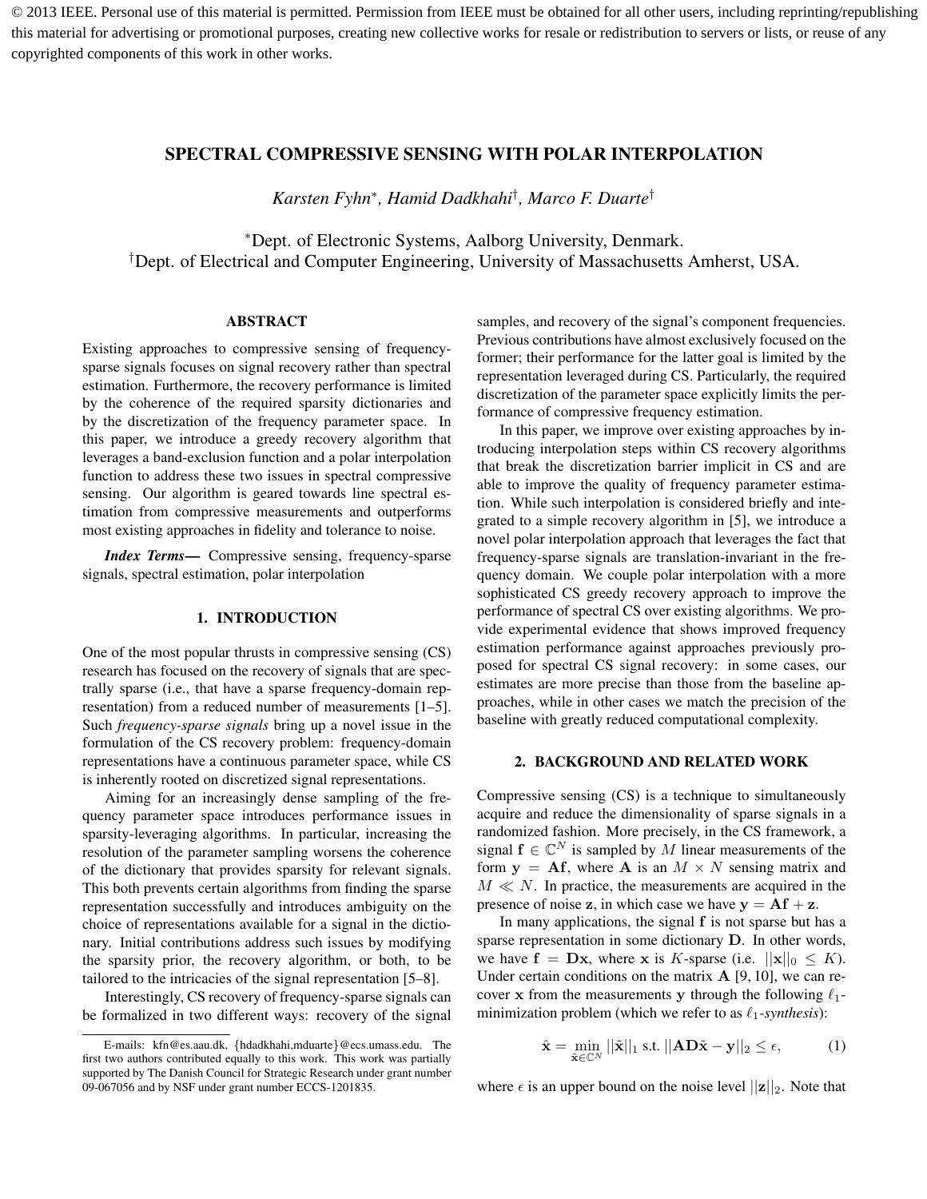© 2013 IEEE. Personal use of this material is permitted. Permission from IEEE must be obtained for all other users, including reprinting/republishing this material for advertising or promotional purposes, creating new collective works for resale or redistribution to servers or lists, or reuse of any copyrighted components of this work in other works.

# SPECTRAL COMPRESSIVE SENSING WITH POLAR INTERPOLATION

*Karsten Fyhn*[*], *Hamid Dadkhahi*[†], *Marco F. Duarte*[†]

[*]Dept. of Electronic Systems, Aalborg University, Denmark.
[†]Dept. of Electrical and Computer Engineering, University of Massachusetts Amherst, USA.

## ABSTRACT

Existing approaches to compressive sensing of frequency-sparse signals focuses on signal recovery rather than spectral estimation. Furthermore, the recovery performance is limited by the coherence of the required sparsity dictionaries and by the discretization of the frequency parameter space. In this paper, we introduce a greedy recovery algorithm that leverages a band-exclusion function and a polar interpolation function to address these two issues in spectral compressive sensing. Our algorithm is geared towards line spectral estimation from compressive measurements and outperforms most existing approaches in fidelity and tolerance to noise.

***Index Terms*—** Compressive sensing, frequency-sparse signals, spectral estimation, polar interpolation

## 1. INTRODUCTION

One of the most popular thrusts in compressive sensing (CS) research has focused on the recovery of signals that are spectrally sparse (i.e., that have a sparse frequency-domain representation) from a reduced number of measurements [1–5]. Such *frequency-sparse signals* bring up a novel issue in the formulation of the CS recovery problem: frequency-domain representations have a continuous parameter space, while CS is inherently rooted on discretized signal representations.

Aiming for an increasingly dense sampling of the frequency parameter space introduces performance issues in sparsity-leveraging algorithms. In particular, increasing the resolution of the parameter sampling worsens the coherence of the dictionary that provides sparsity for relevant signals. This both prevents certain algorithms from finding the sparse representation successfully and introduces ambiguity on the choice of representations available for a signal in the dictionary. Initial contributions address such issues by modifying the sparsity prior, the recovery algorithm, or both, to be tailored to the intricacies of the signal representation [5–8].

Interestingly, CS recovery of frequency-sparse signals can be formalized in two different ways: recovery of the signal samples, and recovery of the signal's component frequencies. Previous contributions have almost exclusively focused on the former; their performance for the latter goal is limited by the representation leveraged during CS. Particularly, the required discretization of the parameter space explicitly limits the performance of compressive frequency estimation.

In this paper, we improve over existing approaches by introducing interpolation steps within CS recovery algorithms that break the discretization barrier implicit in CS and are able to improve the quality of frequency parameter estimation. While such interpolation is considered briefly and integrated to a simple recovery algorithm in [5], we introduce a novel polar interpolation approach that leverages the fact that frequency-sparse signals are translation-invariant in the frequency domain. We couple polar interpolation with a more sophisticated CS greedy recovery approach to improve the performance of spectral CS over existing algorithms. We provide experimental evidence that shows improved frequency estimation performance against approaches previously proposed for spectral CS signal recovery: in some cases, our estimates are more precise than those from the baseline approaches, while in other cases we match the precision of the baseline with greatly reduced computational complexity.

## 2. BACKGROUND AND RELATED WORK

Compressive sensing (CS) is a technique to simultaneously acquire and reduce the dimensionality of sparse signals in a randomized fashion. More precisely, in the CS framework, a signal $\mathbf{f} \in \mathbb{C}^N$ is sampled by $M$ linear measurements of the form $\mathbf{y} = \mathbf{A}\mathbf{f}$, where $\mathbf{A}$ is an $M \times N$ sensing matrix and $M \ll N$. In practice, the measurements are acquired in the presence of noise $\mathbf{z}$, in which case we have $\mathbf{y} = \mathbf{A}\mathbf{f} + \mathbf{z}$.

In many applications, the signal $\mathbf{f}$ is not sparse but has a sparse representation in some dictionary $\mathbf{D}$. In other words, we have $\mathbf{f} = \mathbf{D}\mathbf{x}$, where $\mathbf{x}$ is $K$-sparse (i.e. $||\mathbf{x}||_0 \leq K$). Under certain conditions on the matrix $\mathbf{A}$ [9, 10], we can recover $\mathbf{x}$ from the measurements $\mathbf{y}$ through the following $\ell_1$-minimization problem (which we refer to as $\ell_1$-*synthesis*):

$$\hat{\mathbf{x}} = \min_{\tilde{\mathbf{x}} \in \mathbb{C}^N} ||\tilde{\mathbf{x}}||_1 \text{ s.t. } ||\mathbf{A}\mathbf{D}\tilde{\mathbf{x}} - \mathbf{y}||_2 \leq \epsilon, \tag{1}$$

where $\epsilon$ is an upper bound on the noise level $||\mathbf{z}||_2$. Note that

---

E-mails: kfn@es.aau.dk, {hdadkhahi,mduarte}@ecs.umass.edu. The first two authors contributed equally to this work. This work was partially supported by The Danish Council for Strategic Research under grant number 09-067056 and by NSF under grant number ECCS-1201835.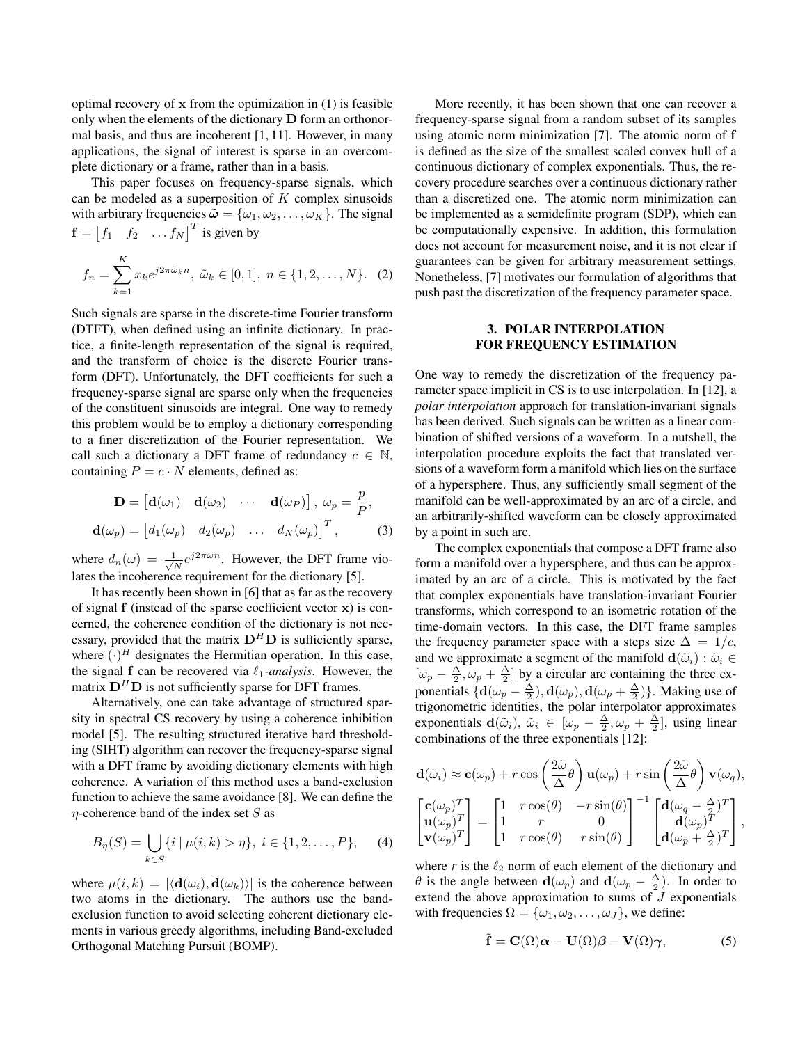optimal recovery of $\mathbf{x}$ from the optimization in (1) is feasible only when the elements of the dictionary $\mathbf{D}$ form an orthonormal basis, and thus are incoherent [1, 11]. However, in many applications, the signal of interest is sparse in an overcomplete dictionary or a frame, rather than in a basis.

This paper focuses on frequency-sparse signals, which can be modeled as a superposition of $K$ complex sinusoids with arbitrary frequencies $\tilde{\boldsymbol{\omega}} = \{\omega_1, \omega_2, \dots, \omega_K\}$. The signal $\mathbf{f} = \begin{bmatrix} f_1 & f_2 & \dots f_N \end{bmatrix}^T$ is given by

$$f_n = \sum_{k=1}^{K} x_k e^{j2\pi\tilde{\omega}_k n},\ \tilde{\omega}_k \in [0,1],\ n \in \{1, 2, \dots, N\}. \quad (2)$$

Such signals are sparse in the discrete-time Fourier transform (DTFT), when defined using an infinite dictionary. In practice, a finite-length representation of the signal is required, and the transform of choice is the discrete Fourier transform (DFT). Unfortunately, the DFT coefficients for such a frequency-sparse signal are sparse only when the frequencies of the constituent sinusoids are integral. One way to remedy this problem would be to employ a dictionary corresponding to a finer discretization of the Fourier representation. We call such a dictionary a DFT frame of redundancy $c \in \mathbb{N}$, containing $P = c \cdot N$ elements, defined as:

$$\mathbf{D} = \begin{bmatrix} \mathbf{d}(\omega_1) & \mathbf{d}(\omega_2) & \cdots & \mathbf{d}(\omega_P) \end{bmatrix},\ \omega_p = \frac{p}{P},$$
$$\mathbf{d}(\omega_p) = \begin{bmatrix} d_1(\omega_p) & d_2(\omega_p) & \dots & d_N(\omega_p) \end{bmatrix}^T, \quad (3)$$

where $d_n(\omega) = \frac{1}{\sqrt{N}} e^{j2\pi\omega n}$. However, the DFT frame violates the incoherence requirement for the dictionary [5].

It has recently been shown in [6] that as far as the recovery of signal $\mathbf{f}$ (instead of the sparse coefficient vector $\mathbf{x}$) is concerned, the coherence condition of the dictionary is not necessary, provided that the matrix $\mathbf{D}^H\mathbf{D}$ is sufficiently sparse, where $(\cdot)^H$ designates the Hermitian operation. In this case, the signal $\mathbf{f}$ can be recovered via $\ell_1$-*analysis*. However, the matrix $\mathbf{D}^H\mathbf{D}$ is not sufficiently sparse for DFT frames.

Alternatively, one can take advantage of structured sparsity in spectral CS recovery by using a coherence inhibition model [5]. The resulting structured iterative hard thresholding (SIHT) algorithm can recover the frequency-sparse signal with a DFT frame by avoiding dictionary elements with high coherence. A variation of this method uses a band-exclusion function to achieve the same avoidance [8]. We can define the $\eta$-coherence band of the index set $S$ as

$$B_\eta(S) = \bigcup_{k \in S} \{i \mid \mu(i,k) > \eta\},\ i \in \{1, 2, \dots, P\}, \quad (4)$$

where $\mu(i,k) = |\langle \mathbf{d}(\omega_i), \mathbf{d}(\omega_k) \rangle|$ is the coherence between two atoms in the dictionary. The authors use the band-exclusion function to avoid selecting coherent dictionary elements in various greedy algorithms, including Band-excluded Orthogonal Matching Pursuit (BOMP).

More recently, it has been shown that one can recover a frequency-sparse signal from a random subset of its samples using atomic norm minimization [7]. The atomic norm of $\mathbf{f}$ is defined as the size of the smallest scaled convex hull of a continuous dictionary of complex exponentials. Thus, the recovery procedure searches over a continuous dictionary rather than a discretized one. The atomic norm minimization can be implemented as a semidefinite program (SDP), which can be computationally expensive. In addition, this formulation does not account for measurement noise, and it is not clear if guarantees can be given for arbitrary measurement settings. Nonetheless, [7] motivates our formulation of algorithms that push past the discretization of the frequency parameter space.

## 3. POLAR INTERPOLATION FOR FREQUENCY ESTIMATION

One way to remedy the discretization of the frequency parameter space implicit in CS is to use interpolation. In [12], a *polar interpolation* approach for translation-invariant signals has been derived. Such signals can be written as a linear combination of shifted versions of a waveform. In a nutshell, the interpolation procedure exploits the fact that translated versions of a waveform form a manifold which lies on the surface of a hypersphere. Thus, any sufficiently small segment of the manifold can be well-approximated by an arc of a circle, and an arbitrarily-shifted waveform can be closely approximated by a point in such arc.

The complex exponentials that compose a DFT frame also form a manifold over a hypersphere, and thus can be approximated by an arc of a circle. This is motivated by the fact that complex exponentials have translation-invariant Fourier transforms, which correspond to an isometric rotation of the time-domain vectors. In this case, the DFT frame samples the frequency parameter space with a steps size $\Delta = 1/c$, and we approximate a segment of the manifold $\mathbf{d}(\tilde{\omega}_i) : \tilde{\omega}_i \in [\omega_p - \frac{\Delta}{2}, \omega_p + \frac{\Delta}{2}]$ by a circular arc containing the three exponentials $\{\mathbf{d}(\omega_p - \frac{\Delta}{2}), \mathbf{d}(\omega_p), \mathbf{d}(\omega_p + \frac{\Delta}{2})\}$. Making use of trigonometric identities, the polar interpolator approximates exponentials $\mathbf{d}(\tilde{\omega}_i)$, $\tilde{\omega}_i \in [\omega_p - \frac{\Delta}{2}, \omega_p + \frac{\Delta}{2}]$, using linear combinations of the three exponentials [12]:

$$\mathbf{d}(\tilde{\omega}_i) \approx \mathbf{c}(\omega_p) + r\cos\left(\frac{2\tilde{\omega}}{\Delta}\theta\right)\mathbf{u}(\omega_p) + r\sin\left(\frac{2\tilde{\omega}}{\Delta}\theta\right)\mathbf{v}(\omega_q),$$
$$\begin{bmatrix} \mathbf{c}(\omega_p)^T \\ \mathbf{u}(\omega_p)^T \\ \mathbf{v}(\omega_p)^T \end{bmatrix} = \begin{bmatrix} 1 & r\cos(\theta) & -r\sin(\theta) \\ 1 & r & 0 \\ 1 & r\cos(\theta) & r\sin(\theta) \end{bmatrix}^{-1} \begin{bmatrix} \mathbf{d}(\omega_q - \frac{\Delta}{2})^T \\ \mathbf{d}(\omega_p)^T \\ \mathbf{d}(\omega_p + \frac{\Delta}{2})^T \end{bmatrix},$$

where $r$ is the $\ell_2$ norm of each element of the dictionary and $\theta$ is the angle between $\mathbf{d}(\omega_p)$ and $\mathbf{d}(\omega_p - \frac{\Delta}{2})$. In order to extend the above approximation to sums of $J$ exponentials with frequencies $\Omega = \{\omega_1, \omega_2, \dots, \omega_J\}$, we define:

$$\tilde{\mathbf{f}} = \mathbf{C}(\Omega)\boldsymbol{\alpha} - \mathbf{U}(\Omega)\boldsymbol{\beta} - \mathbf{V}(\Omega)\boldsymbol{\gamma}, \quad (5)$$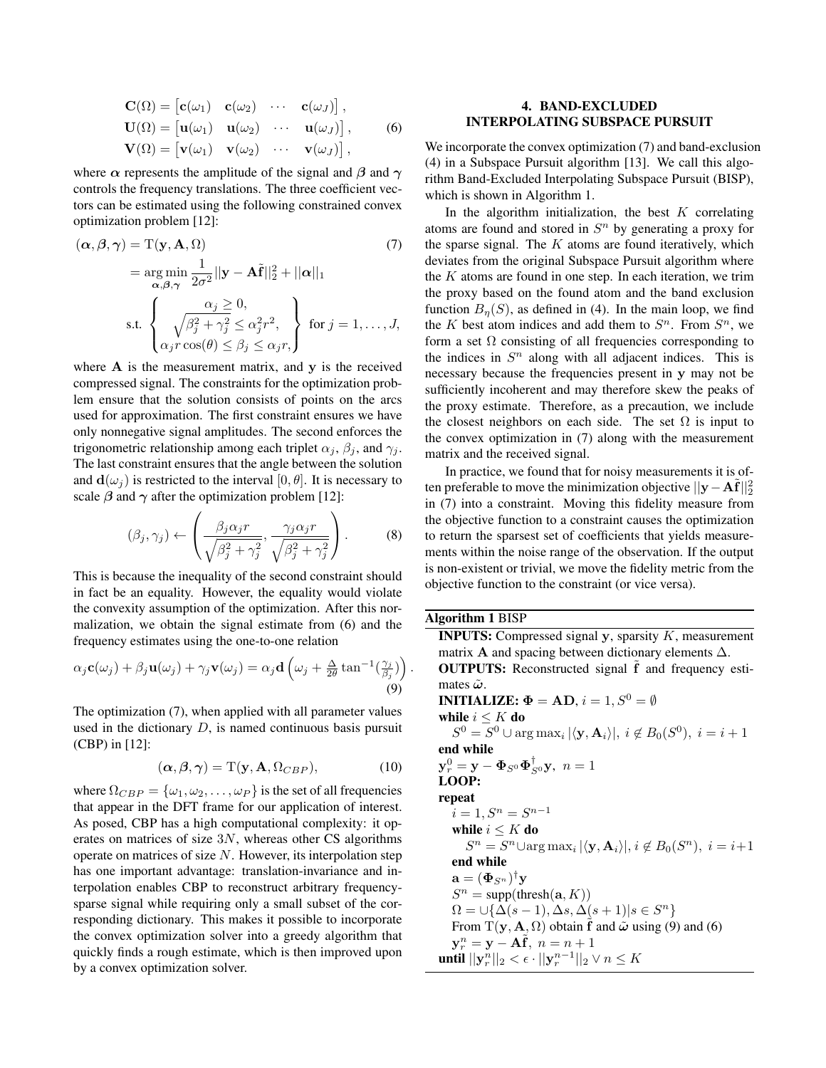$$
\begin{aligned}
\mathbf{C}(\Omega) &= \begin{bmatrix}\mathbf{c}(\omega_1) & \mathbf{c}(\omega_2) & \cdots & \mathbf{c}(\omega_J)\end{bmatrix}, \\
\mathbf{U}(\Omega) &= \begin{bmatrix}\mathbf{u}(\omega_1) & \mathbf{u}(\omega_2) & \cdots & \mathbf{u}(\omega_J)\end{bmatrix}, \\
\mathbf{V}(\Omega) &= \begin{bmatrix}\mathbf{v}(\omega_1) & \mathbf{v}(\omega_2) & \cdots & \mathbf{v}(\omega_J)\end{bmatrix},
\end{aligned} \tag{6}
$$

where $\boldsymbol{\alpha}$ represents the amplitude of the signal and $\boldsymbol{\beta}$ and $\boldsymbol{\gamma}$ controls the frequency translations. The three coefficient vectors can be estimated using the following constrained convex optimization problem [12]:

$$
\begin{aligned}
(\boldsymbol{\alpha}, \boldsymbol{\beta}, \boldsymbol{\gamma}) &= \mathrm{T}(\mathbf{y}, \mathbf{A}, \Omega) \\
&= \underset{\boldsymbol{\alpha},\boldsymbol{\beta},\boldsymbol{\gamma}}{\arg\min} \frac{1}{2\sigma^2}||\mathbf{y} - \mathbf{A}\tilde{\mathbf{f}}||_2^2 + ||\boldsymbol{\alpha}||_1 \\
&\text{s.t.} \left\{ \begin{array}{c} \alpha_j \geq 0, \\ \sqrt{\beta_j^2 + \gamma_j^2} \leq \alpha_j^2 r^2, \\ \alpha_j r \cos(\theta) \leq \beta_j \leq \alpha_j r, \end{array} \right\} \text{ for } j = 1, \ldots, J,
\end{aligned} \tag{7}
$$

where $\mathbf{A}$ is the measurement matrix, and $\mathbf{y}$ is the received compressed signal. The constraints for the optimization problem ensure that the solution consists of points on the arcs used for approximation. The first constraint ensures we have only nonnegative signal amplitudes. The second enforces the trigonometric relationship among each triplet $\alpha_j$, $\beta_j$, and $\gamma_j$. The last constraint ensures that the angle between the solution and $\mathbf{d}(\omega_j)$ is restricted to the interval $[0, \theta]$. It is necessary to scale $\boldsymbol{\beta}$ and $\boldsymbol{\gamma}$ after the optimization problem [12]:

$$
(\beta_j, \gamma_j) \leftarrow \left( \frac{\beta_j \alpha_j r}{\sqrt{\beta_j^2 + \gamma_j^2}}, \frac{\gamma_j \alpha_j r}{\sqrt{\beta_j^2 + \gamma_j^2}} \right). \tag{8}
$$

This is because the inequality of the second constraint should in fact be an equality. However, the equality would violate the convexity assumption of the optimization. After this normalization, we obtain the signal estimate from (6) and the frequency estimates using the one-to-one relation

$$
\alpha_j \mathbf{c}(\omega_j) + \beta_j \mathbf{u}(\omega_j) + \gamma_j \mathbf{v}(\omega_j) = \alpha_j \mathbf{d}\left(\omega_j + \tfrac{\Delta}{2\theta} \tan^{-1}(\tfrac{\gamma_j}{\beta_j})\right). \tag{9}
$$

The optimization (7), when applied with all parameter values used in the dictionary $D$, is named continuous basis pursuit (CBP) in [12]:

$$
(\boldsymbol{\alpha}, \boldsymbol{\beta}, \boldsymbol{\gamma}) = \mathrm{T}(\mathbf{y}, \mathbf{A}, \Omega_{CBP}), \tag{10}
$$

where $\Omega_{CBP} = \{\omega_1, \omega_2, \ldots, \omega_P\}$ is the set of all frequencies that appear in the DFT frame for our application of interest. As posed, CBP has a high computational complexity: it operates on matrices of size $3N$, whereas other CS algorithms operate on matrices of size $N$. However, its interpolation step has one important advantage: translation-invariance and interpolation enables CBP to reconstruct arbitrary frequency-sparse signal while requiring only a small subset of the corresponding dictionary. This makes it possible to incorporate the convex optimization solver into a greedy algorithm that quickly finds a rough estimate, which is then improved upon by a convex optimization solver.

## 4. BAND-EXCLUDED INTERPOLATING SUBSPACE PURSUIT

We incorporate the convex optimization (7) and band-exclusion (4) in a Subspace Pursuit algorithm [13]. We call this algorithm Band-Excluded Interpolating Subspace Pursuit (BISP), which is shown in Algorithm 1.

In the algorithm initialization, the best $K$ correlating atoms are found and stored in $S^n$ by generating a proxy for the sparse signal. The $K$ atoms are found iteratively, which deviates from the original Subspace Pursuit algorithm where the $K$ atoms are found in one step. In each iteration, we trim the proxy based on the found atom and the band exclusion function $B_\eta(S)$, as defined in (4). In the main loop, we find the $K$ best atom indices and add them to $S^n$. From $S^n$, we form a set $\Omega$ consisting of all frequencies corresponding to the indices in $S^n$ along with all adjacent indices. This is necessary because the frequencies present in $\mathbf{y}$ may not be sufficiently incoherent and may therefore skew the peaks of the proxy estimate. Therefore, as a precaution, we include the closest neighbors on each side. The set $\Omega$ is input to the convex optimization in (7) along with the measurement matrix and the received signal.

In practice, we found that for noisy measurements it is often preferable to move the minimization objective $||\mathbf{y} - \mathbf{A}\tilde{\mathbf{f}}||_2^2$ in (7) into a constraint. Moving this fidelity measure from the objective function to a constraint causes the optimization to return the sparsest set of coefficients that yields measurements within the noise range of the observation. If the output is non-existent or trivial, we move the fidelity metric from the objective function to the constraint (or vice versa).

**Algorithm 1** BISP

**INPUTS:** Compressed signal $\mathbf{y}$, sparsity $K$, measurement matrix $\mathbf{A}$ and spacing between dictionary elements $\Delta$.

**OUTPUTS:** Reconstructed signal $\tilde{\mathbf{f}}$ and frequency estimates $\tilde{\boldsymbol{\omega}}$.

**INITIALIZE:** $\boldsymbol{\Phi} = \mathbf{AD}$, $i = 1$, $S^0 = \emptyset$

**while** $i \leq K$ **do**
  $S^0 = S^0 \cup \arg\max_i |\langle \mathbf{y}, \mathbf{A}_i \rangle|,\ i \notin B_0(S^0),\ i = i + 1$
**end while**

$\mathbf{y}_r^0 = \mathbf{y} - \boldsymbol{\Phi}_{S^0}\boldsymbol{\Phi}_{S^0}^{\dagger}\mathbf{y},\ n = 1$

**LOOP:**

**repeat**
  $i = 1, S^n = S^{n-1}$
  **while** $i \leq K$ **do**
    $S^n = S^n \cup \arg\max_i |\langle \mathbf{y}, \mathbf{A}_i \rangle|,\ i \notin B_0(S^n),\ i = i+1$
  **end while**
  $\mathbf{a} = (\boldsymbol{\Phi}_{S^n})^{\dagger}\mathbf{y}$
  $S^n = \mathrm{supp}(\mathrm{thresh}(\mathbf{a}, K))$
  $\Omega = \cup\{\Delta(s-1), \Delta s, \Delta(s+1) | s \in S^n\}$
  From $\mathrm{T}(\mathbf{y}, \mathbf{A}, \Omega)$ obtain $\tilde{\mathbf{f}}$ and $\tilde{\boldsymbol{\omega}}$ using (9) and (6)
  $\mathbf{y}_r^n = \mathbf{y} - \mathbf{A}\tilde{\mathbf{f}},\ n = n + 1$
**until** $||\mathbf{y}_r^n||_2 < \epsilon \cdot ||\mathbf{y}_r^{n-1}||_2 \vee n \leq K$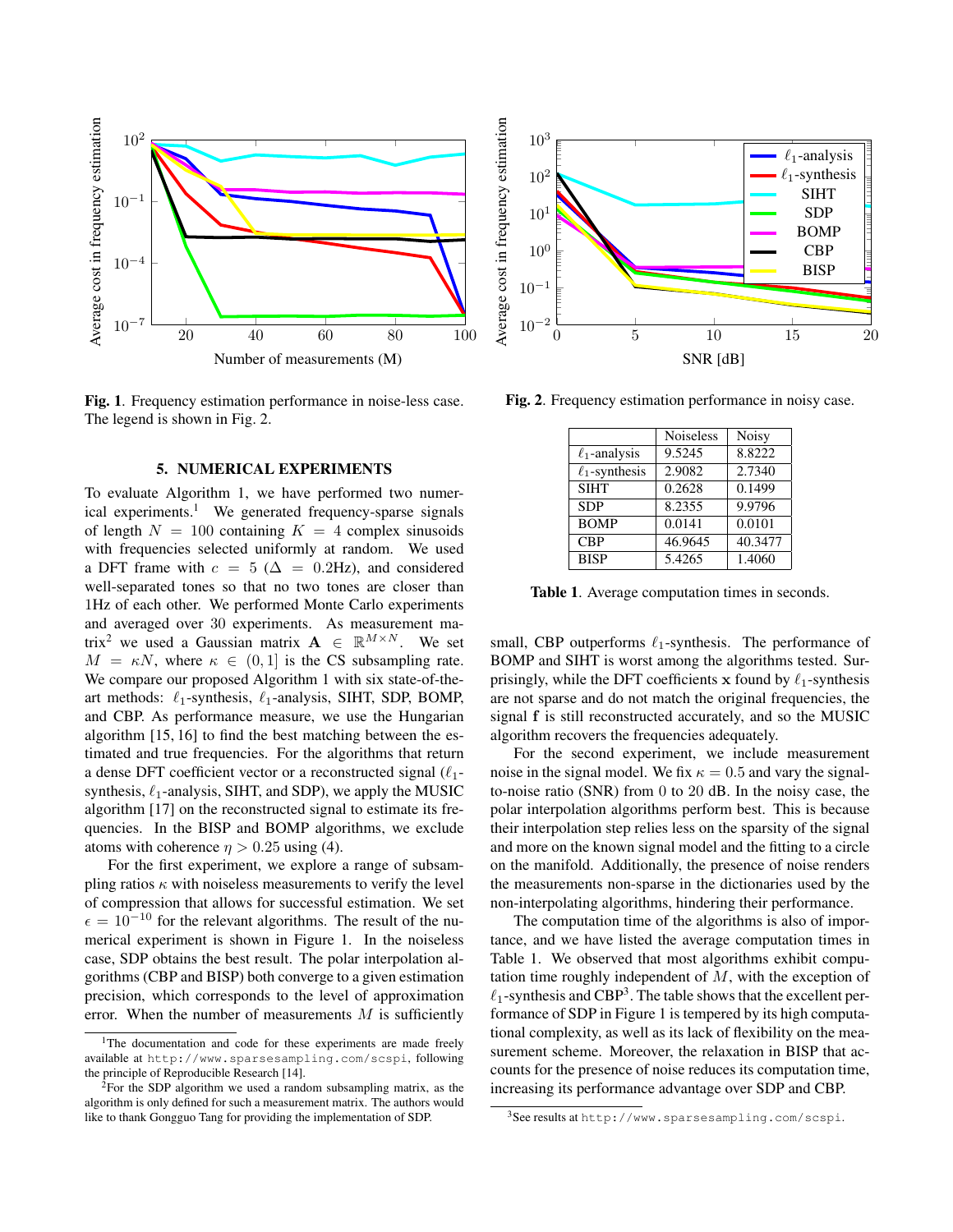Fig. 1. Frequency estimation performance in noise-less case. The legend is shown in Fig. 2.

Fig. 2. Frequency estimation performance in noisy case.

## 5. NUMERICAL EXPERIMENTS

To evaluate Algorithm 1, we have performed two numerical experiments.[1] We generated frequency-sparse signals of length $N = 100$ containing $K = 4$ complex sinusoids with frequencies selected uniformly at random. We used a DFT frame with $c = 5$ ($\Delta = 0.2$Hz), and considered well-separated tones so that no two tones are closer than 1Hz of each other. We performed Monte Carlo experiments and averaged over 30 experiments. As measurement matrix[2] we used a Gaussian matrix $\mathbf{A} \in \mathbb{R}^{M \times N}$. We set $M = \kappa N$, where $\kappa \in (0, 1]$ is the CS subsampling rate. We compare our proposed Algorithm 1 with six state-of-the-art methods: $\ell_1$-synthesis, $\ell_1$-analysis, SIHT, SDP, BOMP, and CBP. As performance measure, we use the Hungarian algorithm [15, 16] to find the best matching between the estimated and true frequencies. For the algorithms that return a dense DFT coefficient vector or a reconstructed signal ($\ell_1$-synthesis, $\ell_1$-analysis, SIHT, and SDP), we apply the MUSIC algorithm [17] on the reconstructed signal to estimate its frequencies. In the BISP and BOMP algorithms, we exclude atoms with coherence $\eta > 0.25$ using (4).

For the first experiment, we explore a range of subsampling ratios $\kappa$ with noiseless measurements to verify the level of compression that allows for successful estimation. We set $\epsilon = 10^{-10}$ for the relevant algorithms. The result of the numerical experiment is shown in Figure 1. In the noiseless case, SDP obtains the best result. The polar interpolation algorithms (CBP and BISP) both converge to a given estimation precision, which corresponds to the level of approximation error. When the number of measurements $M$ is sufficiently small, CBP outperforms $\ell_1$-synthesis. The performance of BOMP and SIHT is worst among the algorithms tested. Surprisingly, while the DFT coefficients $\mathbf{x}$ found by $\ell_1$-synthesis are not sparse and do not match the original frequencies, the signal $\mathbf{f}$ is still reconstructed accurately, and so the MUSIC algorithm recovers the frequencies adequately.

For the second experiment, we include measurement noise in the signal model. We fix $\kappa = 0.5$ and vary the signal-to-noise ratio (SNR) from 0 to 20 dB. In the noisy case, the polar interpolation algorithms perform best. This is because their interpolation step relies less on the sparsity of the signal and more on the known signal model and the fitting to a circle on the manifold. Additionally, the presence of noise renders the measurements non-sparse in the dictionaries used by the non-interpolating algorithms, hindering their performance.

| | Noiseless | Noisy |
|---|---|---|
| $\ell_1$-analysis | 9.5245 | 8.8222 |
| $\ell_1$-synthesis | 2.9082 | 2.7340 |
| SIHT | 0.2628 | 0.1499 |
| SDP | 8.2355 | 9.9796 |
| BOMP | 0.0141 | 0.0101 |
| CBP | 46.9645 | 40.3477 |
| BISP | 5.4265 | 1.4060 |

**Table 1**. Average computation times in seconds.

The computation time of the algorithms is also of importance, and we have listed the average computation times in Table 1. We observed that most algorithms exhibit computation time roughly independent of $M$, with the exception of $\ell_1$-synthesis and CBP[3]. The table shows that the excellent performance of SDP in Figure 1 is tempered by its high computational complexity, as well as its lack of flexibility on the measurement scheme. Moreover, the relaxation in BISP that accounts for the presence of noise reduces its computation time, increasing its performance advantage over SDP and CBP.

[1] The documentation and code for these experiments are made freely available at http://www.sparsesampling.com/scspi, following the principle of Reproducible Research [14].

[2] For the SDP algorithm we used a random subsampling matrix, as the algorithm is only defined for such a measurement matrix. The authors would like to thank Gongguo Tang for providing the implementation of SDP.

[3] See results at http://www.sparsesampling.com/scspi.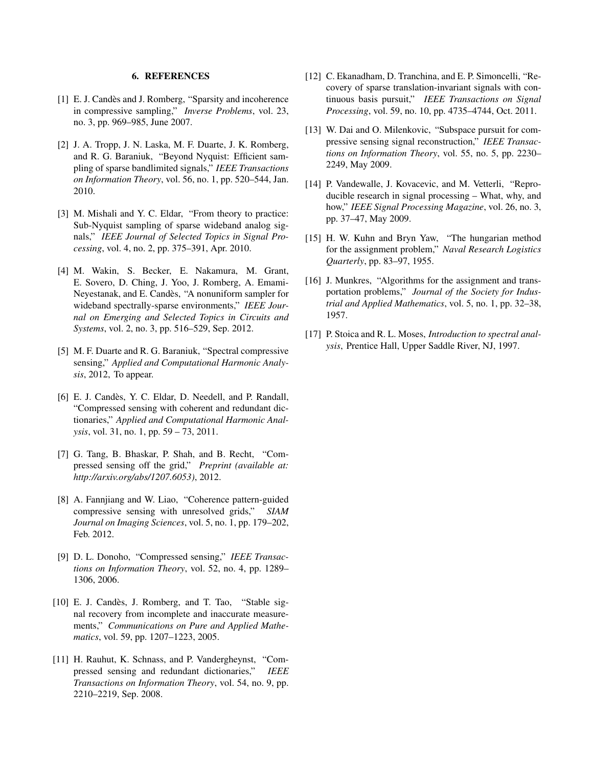## 6. REFERENCES

[1] E. J. Candès and J. Romberg, "Sparsity and incoherence in compressive sampling," *Inverse Problems*, vol. 23, no. 3, pp. 969–985, June 2007.

[2] J. A. Tropp, J. N. Laska, M. F. Duarte, J. K. Romberg, and R. G. Baraniuk, "Beyond Nyquist: Efficient sampling of sparse bandlimited signals," *IEEE Transactions on Information Theory*, vol. 56, no. 1, pp. 520–544, Jan. 2010.

[3] M. Mishali and Y. C. Eldar, "From theory to practice: Sub-Nyquist sampling of sparse wideband analog signals," *IEEE Journal of Selected Topics in Signal Processing*, vol. 4, no. 2, pp. 375–391, Apr. 2010.

[4] M. Wakin, S. Becker, E. Nakamura, M. Grant, E. Sovero, D. Ching, J. Yoo, J. Romberg, A. Emami-Neyestanak, and E. Candès, "A nonuniform sampler for wideband spectrally-sparse environments," *IEEE Journal on Emerging and Selected Topics in Circuits and Systems*, vol. 2, no. 3, pp. 516–529, Sep. 2012.

[5] M. F. Duarte and R. G. Baraniuk, "Spectral compressive sensing," *Applied and Computational Harmonic Analysis*, 2012, To appear.

[6] E. J. Candès, Y. C. Eldar, D. Needell, and P. Randall, "Compressed sensing with coherent and redundant dictionaries," *Applied and Computational Harmonic Analysis*, vol. 31, no. 1, pp. 59 – 73, 2011.

[7] G. Tang, B. Bhaskar, P. Shah, and B. Recht, "Compressed sensing off the grid," *Preprint (available at: http://arxiv.org/abs/1207.6053)*, 2012.

[8] A. Fannjiang and W. Liao, "Coherence pattern-guided compressive sensing with unresolved grids," *SIAM Journal on Imaging Sciences*, vol. 5, no. 1, pp. 179–202, Feb. 2012.

[9] D. L. Donoho, "Compressed sensing," *IEEE Transactions on Information Theory*, vol. 52, no. 4, pp. 1289–1306, 2006.

[10] E. J. Candès, J. Romberg, and T. Tao, "Stable signal recovery from incomplete and inaccurate measurements," *Communications on Pure and Applied Mathematics*, vol. 59, pp. 1207–1223, 2005.

[11] H. Rauhut, K. Schnass, and P. Vandergheynst, "Compressed sensing and redundant dictionaries," *IEEE Transactions on Information Theory*, vol. 54, no. 9, pp. 2210–2219, Sep. 2008.

[12] C. Ekanadham, D. Tranchina, and E. P. Simoncelli, "Recovery of sparse translation-invariant signals with continuous basis pursuit," *IEEE Transactions on Signal Processing*, vol. 59, no. 10, pp. 4735–4744, Oct. 2011.

[13] W. Dai and O. Milenkovic, "Subspace pursuit for compressive sensing signal reconstruction," *IEEE Transactions on Information Theory*, vol. 55, no. 5, pp. 2230–2249, May 2009.

[14] P. Vandewalle, J. Kovacevic, and M. Vetterli, "Reproducible research in signal processing – What, why, and how," *IEEE Signal Processing Magazine*, vol. 26, no. 3, pp. 37–47, May 2009.

[15] H. W. Kuhn and Bryn Yaw, "The hungarian method for the assignment problem," *Naval Research Logistics Quarterly*, pp. 83–97, 1955.

[16] J. Munkres, "Algorithms for the assignment and transportation problems," *Journal of the Society for Industrial and Applied Mathematics*, vol. 5, no. 1, pp. 32–38, 1957.

[17] P. Stoica and R. L. Moses, *Introduction to spectral analysis*, Prentice Hall, Upper Saddle River, NJ, 1997.